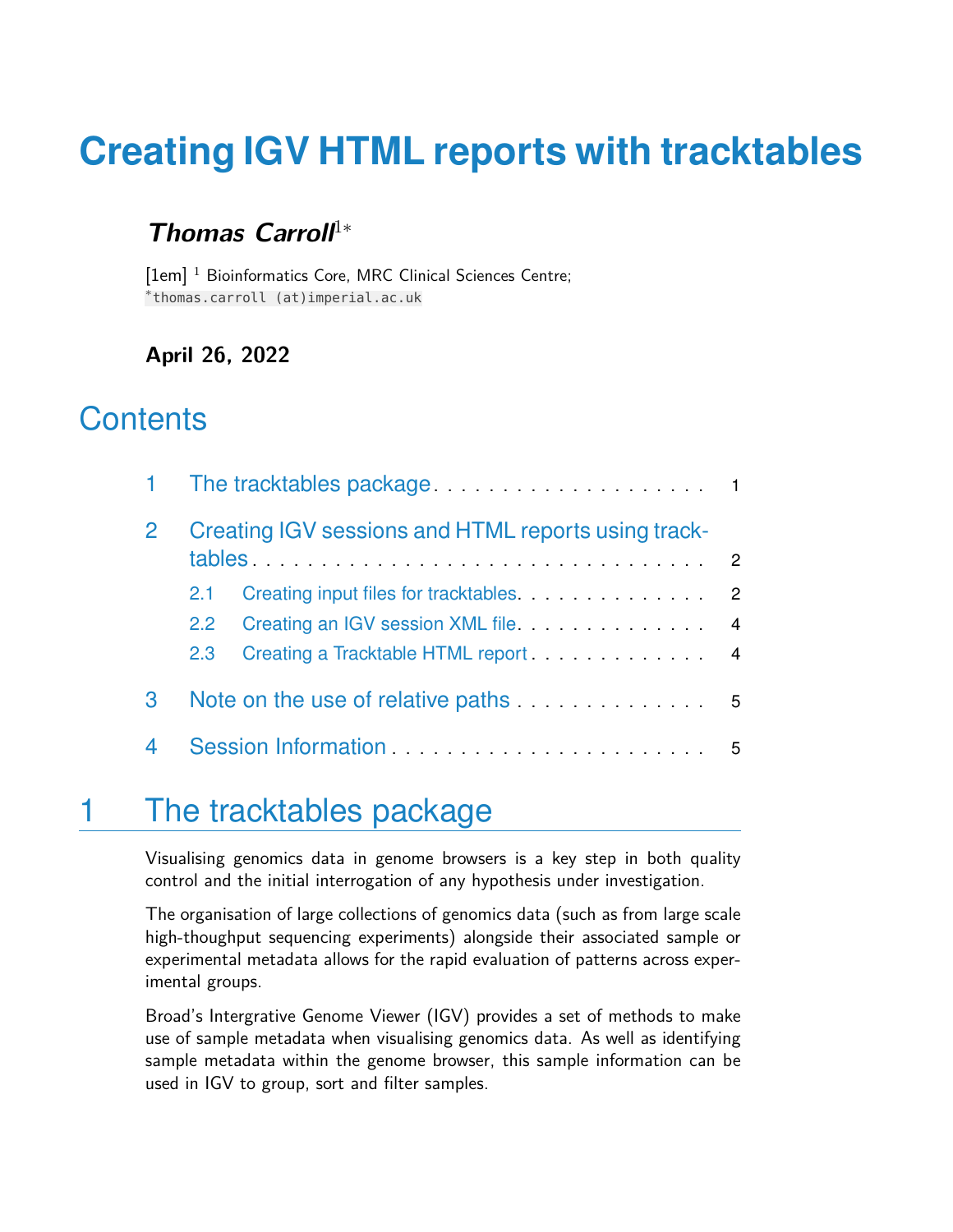# Creating IGV HTML reports with tracktables

***Thomas Carroll***[1*]

[1em] [1] Bioinformatics Core, MRC Clinical Sciences Centre;
[*]`thomas.carroll (at)imperial.ac.uk`

**April 26, 2022**

## Contents

1 The tracktables package . . . . . . . . . . . . . . . . . . . . . 1

2 Creating IGV sessions and HTML reports using tracktables . . . . . . . . . . . . . . . . . . . . . . . . . . . . . . . . 2

  2.1 Creating input files for tracktables. . . . . . . . . . . . . . . 2

  2.2 Creating an IGV session XML file. . . . . . . . . . . . . . . 4

  2.3 Creating a Tracktable HTML report . . . . . . . . . . . . . . 4

3 Note on the use of relative paths . . . . . . . . . . . . . . . 5

4 Session Information . . . . . . . . . . . . . . . . . . . . . . . 5

## 1 The tracktables package

Visualising genomics data in genome browsers is a key step in both quality control and the initial interrogation of any hypothesis under investigation.

The organisation of large collections of genomics data (such as from large scale high-thoughput sequencing experiments) alongside their associated sample or experimental metadata allows for the rapid evaluation of patterns across experimental groups.

Broad's Intergrative Genome Viewer (IGV) provides a set of methods to make use of sample metadata when visualising genomics data. As well as identifying sample metadata within the genome browser, this sample information can be used in IGV to group, sort and filter samples.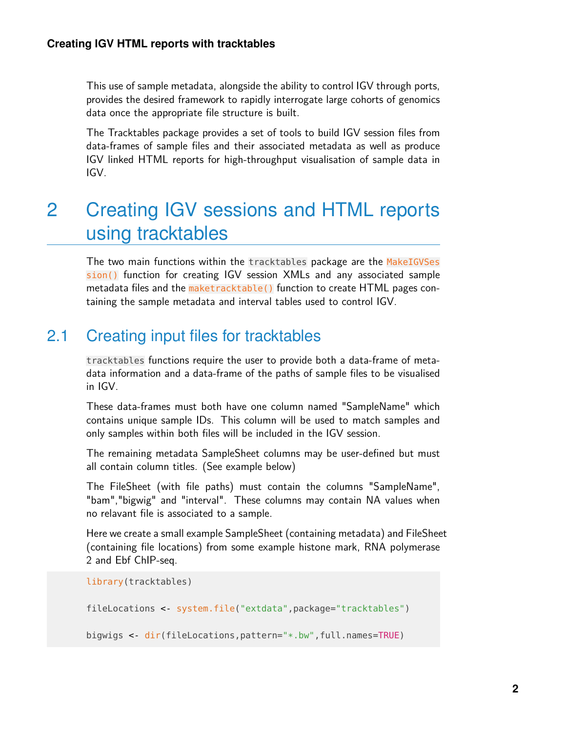This use of sample metadata, alongside the ability to control IGV through ports, provides the desired framework to rapidly interrogate large cohorts of genomics data once the appropriate file structure is built.

The Tracktables package provides a set of tools to build IGV session files from data-frames of sample files and their associated metadata as well as produce IGV linked HTML reports for high-throughput visualisation of sample data in IGV.

# 2 Creating IGV sessions and HTML reports using tracktables

The two main functions within the `tracktables` package are the `MakeIGVSession()` function for creating IGV session XMLs and any associated sample metadata files and the `maketracktable()` function to create HTML pages containing the sample metadata and interval tables used to control IGV.

## 2.1 Creating input files for tracktables

`tracktables` functions require the user to provide both a data-frame of metadata information and a data-frame of the paths of sample files to be visualised in IGV.

These data-frames must both have one column named "SampleName" which contains unique sample IDs. This column will be used to match samples and only samples within both files will be included in the IGV session.

The remaining metadata SampleSheet columns may be user-defined but must all contain column titles. (See example below)

The FileSheet (with file paths) must contain the columns "SampleName", "bam","bigwig" and "interval". These columns may contain NA values when no relavant file is associated to a sample.

Here we create a small example SampleSheet (containing metadata) and FileSheet (containing file locations) from some example histone mark, RNA polymerase 2 and Ebf ChIP-seq.

```
library(tracktables)

fileLocations <- system.file("extdata",package="tracktables")

bigwigs <- dir(fileLocations,pattern="*.bw",full.names=TRUE)
```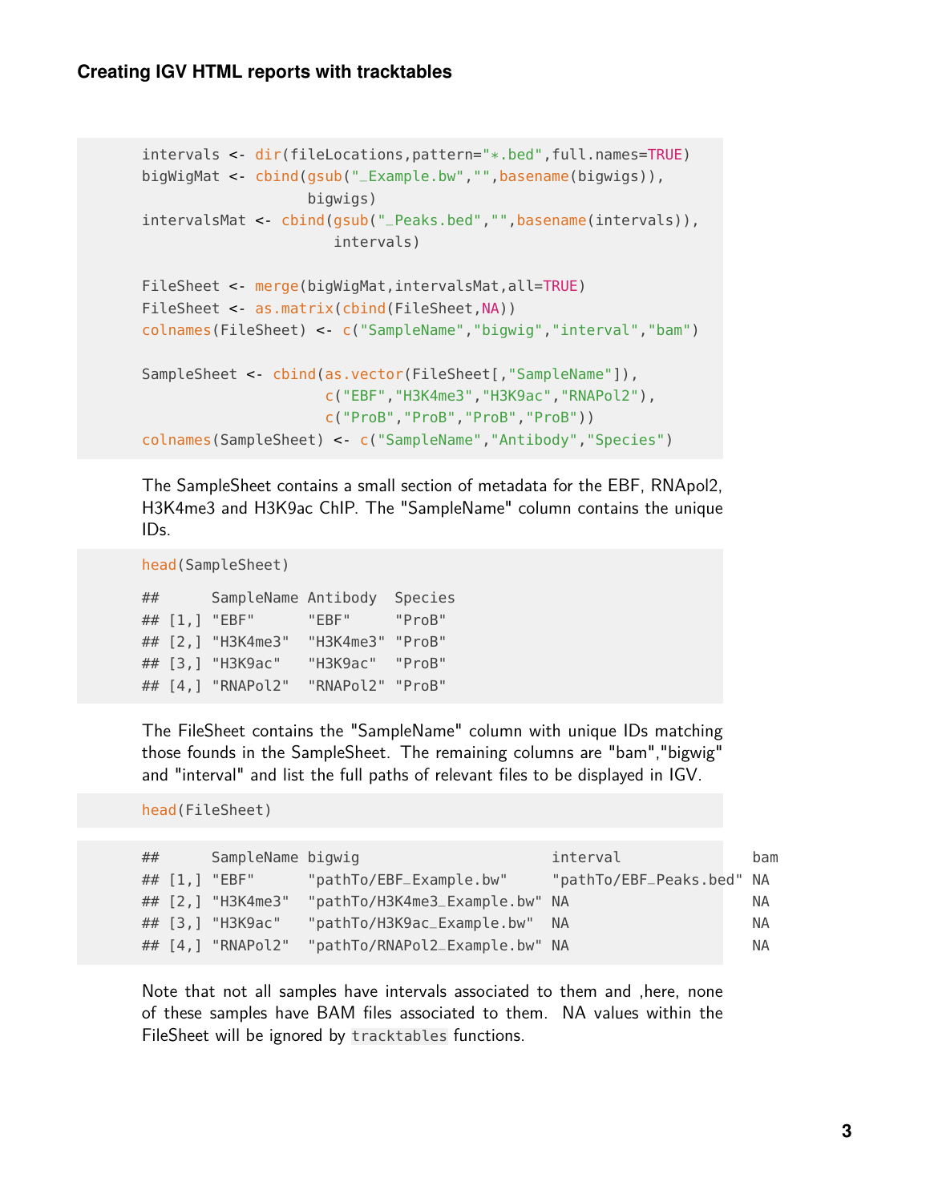```r
intervals <- dir(fileLocations,pattern="*.bed",full.names=TRUE)
bigWigMat <- cbind(gsub("_Example.bw","",basename(bigwigs)),
                   bigwigs)
intervalsMat <- cbind(gsub("_Peaks.bed","",basename(intervals)),
                      intervals)

FileSheet <- merge(bigWigMat,intervalsMat,all=TRUE)
FileSheet <- as.matrix(cbind(FileSheet,NA))
colnames(FileSheet) <- c("SampleName","bigwig","interval","bam")

SampleSheet <- cbind(as.vector(FileSheet[,"SampleName"]),
                     c("EBF","H3K4me3","H3K9ac","RNAPol2"),
                     c("ProB","ProB","ProB","ProB"))
colnames(SampleSheet) <- c("SampleName","Antibody","Species")
```

The SampleSheet contains a small section of metadata for the EBF, RNApol2, H3K4me3 and H3K9ac ChIP. The "SampleName" column contains the unique IDs.

```r
head(SampleSheet)

##      SampleName Antibody  Species
## [1,] "EBF"      "EBF"     "ProB"
## [2,] "H3K4me3"  "H3K4me3" "ProB"
## [3,] "H3K9ac"   "H3K9ac"  "ProB"
## [4,] "RNAPol2"  "RNAPol2" "ProB"
```

The FileSheet contains the "SampleName" column with unique IDs matching those founds in the SampleSheet. The remaining columns are "bam","bigwig" and "interval" and list the full paths of relevant files to be displayed in IGV.

```r
head(FileSheet)
```

```
##      SampleName bigwig                        interval               bam
## [1,] "EBF"      "pathTo/EBF_Example.bw"     "pathTo/EBF_Peaks.bed" NA
## [2,] "H3K4me3"  "pathTo/H3K4me3_Example.bw" NA                     NA
## [3,] "H3K9ac"   "pathTo/H3K9ac_Example.bw"  NA                     NA
## [4,] "RNAPol2"  "pathTo/RNAPol2_Example.bw" NA                     NA
```

Note that not all samples have intervals associated to them and ,here, none of these samples have BAM files associated to them. NA values within the FileSheet will be ignored by `tracktables` functions.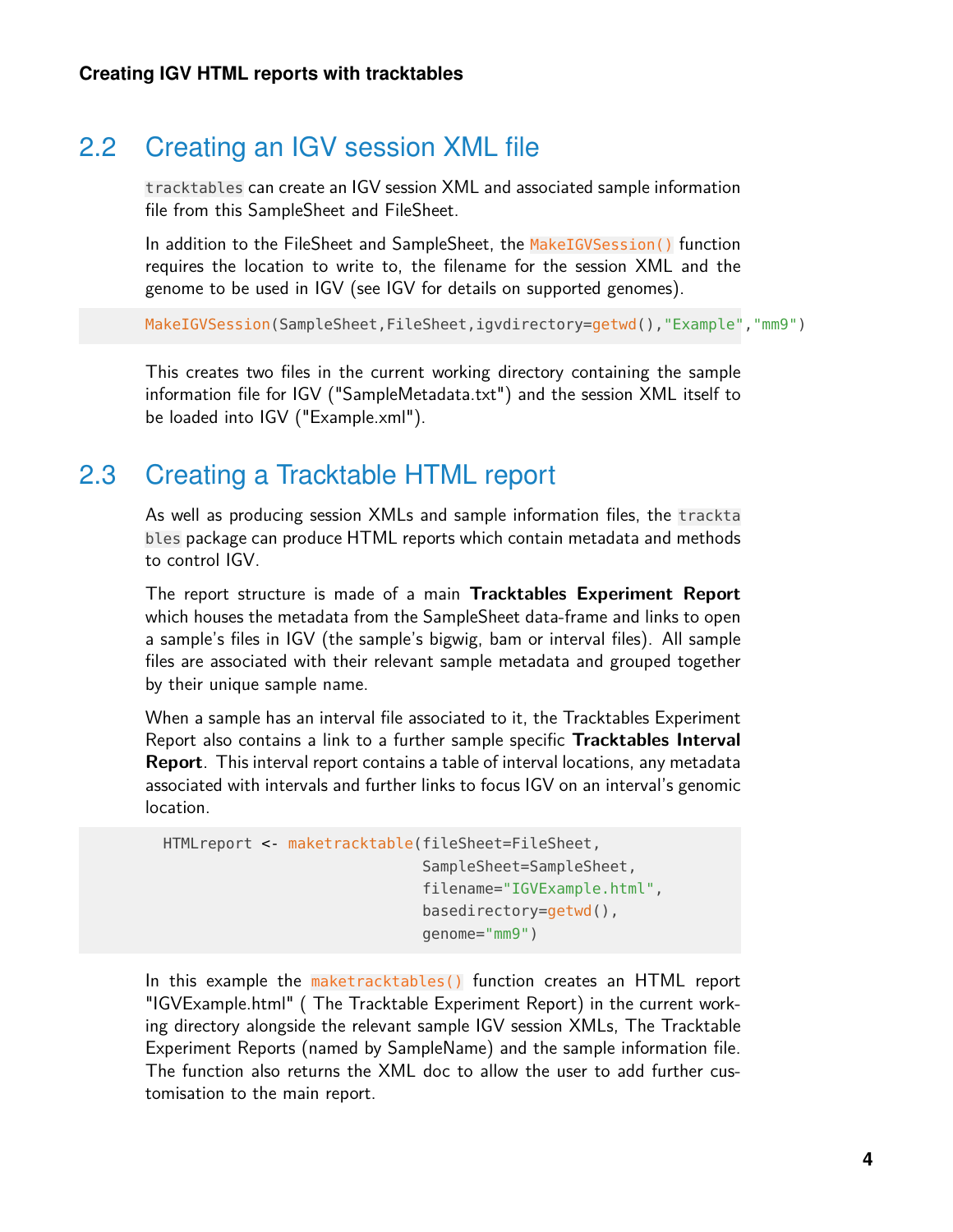## 2.2 Creating an IGV session XML file

`tracktables` can create an IGV session XML and associated sample information file from this SampleSheet and FileSheet.

In addition to the FileSheet and SampleSheet, the `MakeIGVSession()` function requires the location to write to, the filename for the session XML and the genome to be used in IGV (see IGV for details on supported genomes).

```
MakeIGVSession(SampleSheet,FileSheet,igvdirectory=getwd(),"Example","mm9")
```

This creates two files in the current working directory containing the sample information file for IGV ("SampleMetadata.txt") and the session XML itself to be loaded into IGV ("Example.xml").

## 2.3 Creating a Tracktable HTML report

As well as producing session XMLs and sample information files, the `tracktables` package can produce HTML reports which contain metadata and methods to control IGV.

The report structure is made of a main **Tracktables Experiment Report** which houses the metadata from the SampleSheet data-frame and links to open a sample's files in IGV (the sample's bigwig, bam or interval files). All sample files are associated with their relevant sample metadata and grouped together by their unique sample name.

When a sample has an interval file associated to it, the Tracktables Experiment Report also contains a link to a further sample specific **Tracktables Interval Report**. This interval report contains a table of interval locations, any metadata associated with intervals and further links to focus IGV on an interval's genomic location.

```
HTMLreport <- maketracktable(fileSheet=FileSheet,
                             SampleSheet=SampleSheet,
                             filename="IGVExample.html",
                             basedirectory=getwd(),
                             genome="mm9")
```

In this example the `maketracktables()` function creates an HTML report "IGVExample.html" ( The Tracktable Experiment Report) in the current working directory alongside the relevant sample IGV session XMLs, The Tracktable Experiment Reports (named by SampleName) and the sample information file. The function also returns the XML doc to allow the user to add further customisation to the main report.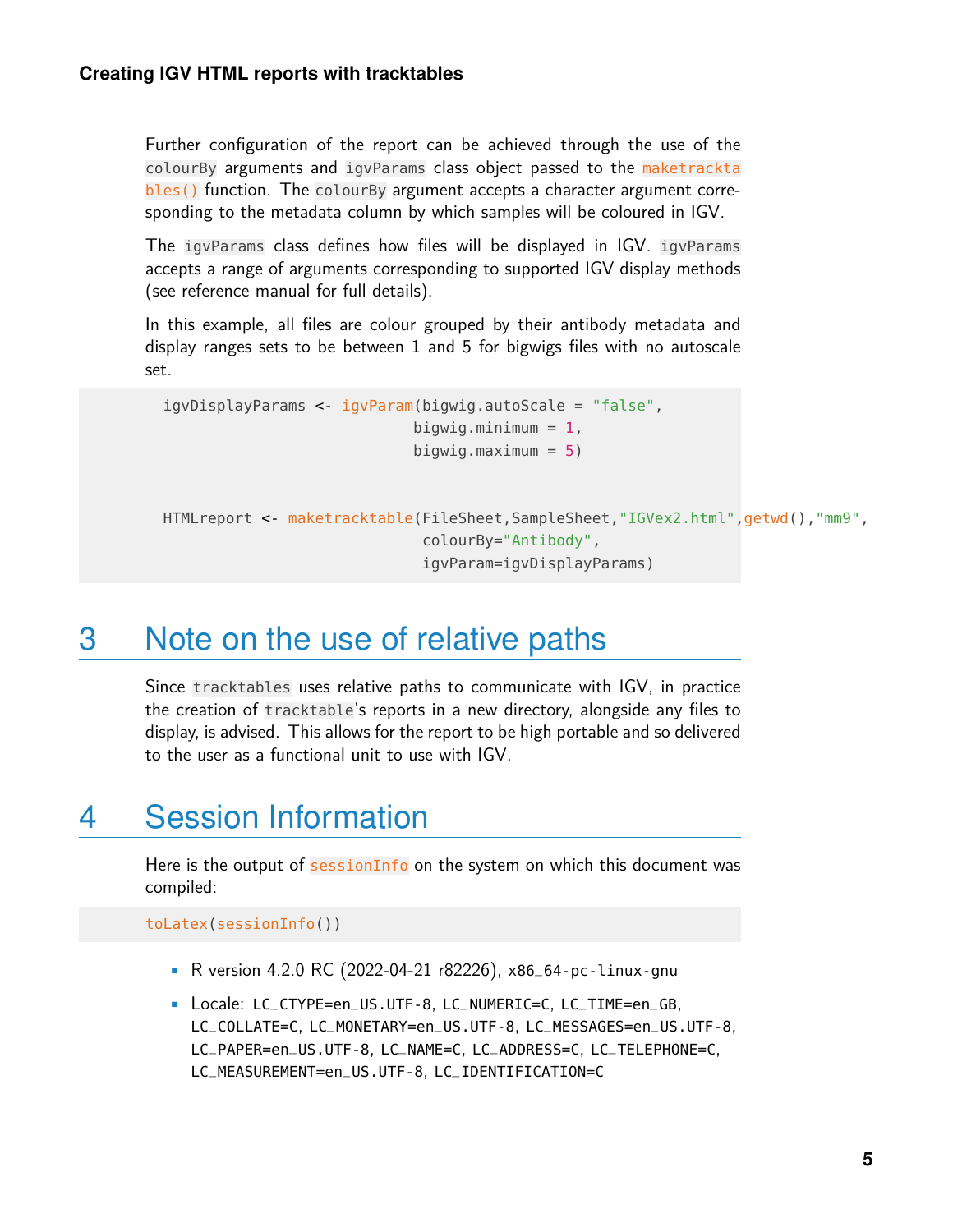Further configuration of the report can be achieved through the use of the `colourBy` arguments and `igvParams` class object passed to the `maketracktables()` function. The `colourBy` argument accepts a character argument corresponding to the metadata column by which samples will be coloured in IGV.

The `igvParams` class defines how files will be displayed in IGV. `igvParams` accepts a range of arguments corresponding to supported IGV display methods (see reference manual for full details).

In this example, all files are colour grouped by their antibody metadata and display ranges sets to be between 1 and 5 for bigwigs files with no autoscale set.

```
igvDisplayParams <- igvParam(bigwig.autoScale = "false",
                            bigwig.minimum = 1,
                            bigwig.maximum = 5)


HTMLreport <- maketracktable(FileSheet,SampleSheet,"IGVex2.html",getwd(),"mm9",
                             colourBy="Antibody",
                             igvParam=igvDisplayParams)
```

# 3 Note on the use of relative paths

Since `tracktables` uses relative paths to communicate with IGV, in practice the creation of `tracktable`'s reports in a new directory, alongside any files to display, is advised. This allows for the report to be high portable and so delivered to the user as a functional unit to use with IGV.

# 4 Session Information

Here is the output of `sessionInfo` on the system on which this document was compiled:

```
toLatex(sessionInfo())
```

- R version 4.2.0 RC (2022-04-21 r82226), `x86_64-pc-linux-gnu`
- Locale: `LC_CTYPE=en_US.UTF-8`, `LC_NUMERIC=C`, `LC_TIME=en_GB`, `LC_COLLATE=C`, `LC_MONETARY=en_US.UTF-8`, `LC_MESSAGES=en_US.UTF-8`, `LC_PAPER=en_US.UTF-8`, `LC_NAME=C`, `LC_ADDRESS=C`, `LC_TELEPHONE=C`, `LC_MEASUREMENT=en_US.UTF-8`, `LC_IDENTIFICATION=C`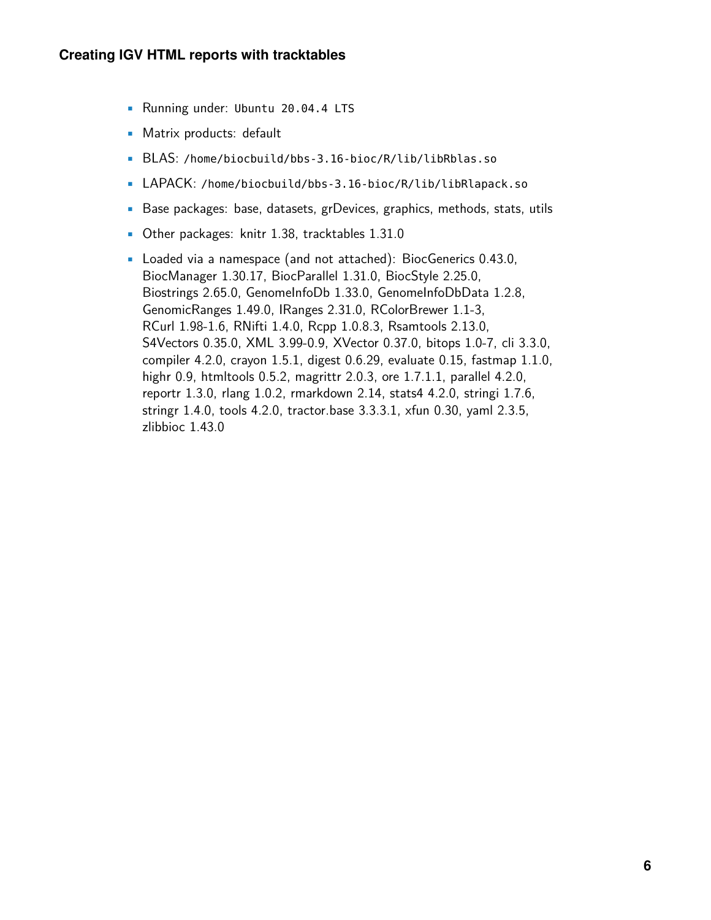- Running under: `Ubuntu 20.04.4 LTS`
- Matrix products: default
- BLAS: `/home/biocbuild/bbs-3.16-bioc/R/lib/libRblas.so`
- LAPACK: `/home/biocbuild/bbs-3.16-bioc/R/lib/libRlapack.so`
- Base packages: base, datasets, grDevices, graphics, methods, stats, utils
- Other packages: knitr 1.38, tracktables 1.31.0
- Loaded via a namespace (and not attached): BiocGenerics 0.43.0, BiocManager 1.30.17, BiocParallel 1.31.0, BiocStyle 2.25.0, Biostrings 2.65.0, GenomeInfoDb 1.33.0, GenomeInfoDbData 1.2.8, GenomicRanges 1.49.0, IRanges 2.31.0, RColorBrewer 1.1-3, RCurl 1.98-1.6, RNifti 1.4.0, Rcpp 1.0.8.3, Rsamtools 2.13.0, S4Vectors 0.35.0, XML 3.99-0.9, XVector 0.37.0, bitops 1.0-7, cli 3.3.0, compiler 4.2.0, crayon 1.5.1, digest 0.6.29, evaluate 0.15, fastmap 1.1.0, highr 0.9, htmltools 0.5.2, magrittr 2.0.3, ore 1.7.1.1, parallel 4.2.0, reportr 1.3.0, rlang 1.0.2, rmarkdown 2.14, stats4 4.2.0, stringi 1.7.6, stringr 1.4.0, tools 4.2.0, tractor.base 3.3.3.1, xfun 0.30, yaml 2.3.5, zlibbioc 1.43.0